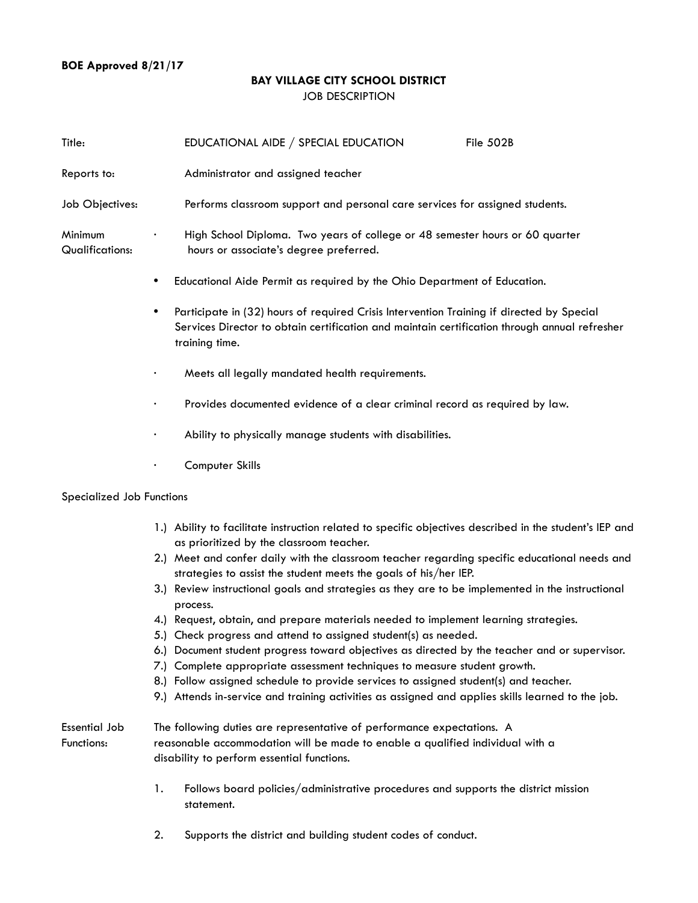**BOE Approved 8/21/17**

# BAY VILLAGE CITY SCHOOL DISTRICT

JOB DESCRIPTION

**Title:** EDUCATIONAL AIDE / SPECIAL EDUCATION File 502B

**Reports to:** Administrator and assigned teacher

**Job Objectives:** Performs classroom support and personal care services for assigned students.

**Minimum Qualifications:**

- High School Diploma. Two years of college or 48 semester hours or 60 quarter hours or associate's degree preferred.
- Educational Aide Permit as required by the Ohio Department of Education.
- Participate in (32) hours of required Crisis Intervention Training if directed by Special Services Director to obtain certification and maintain certification through annual refresher training time.
- Meets all legally mandated health requirements.
- Provides documented evidence of a clear criminal record as required by law.
- Ability to physically manage students with disabilities.
- Computer Skills

## Specialized Job Functions

1.) Ability to facilitate instruction related to specific objectives described in the student's IEP and as prioritized by the classroom teacher.
2.) Meet and confer daily with the classroom teacher regarding specific educational needs and strategies to assist the student meets the goals of his/her IEP.
3.) Review instructional goals and strategies as they are to be implemented in the instructional process.
4.) Request, obtain, and prepare materials needed to implement learning strategies.
5.) Check progress and attend to assigned student(s) as needed.
6.) Document student progress toward objectives as directed by the teacher and or supervisor.
7.) Complete appropriate assessment techniques to measure student growth.
8.) Follow assigned schedule to provide services to assigned student(s) and teacher.
9.) Attends in-service and training activities as assigned and applies skills learned to the job.

## Essential Job Functions:

The following duties are representative of performance expectations. A reasonable accommodation will be made to enable a qualified individual with a disability to perform essential functions.

1. Follows board policies/administrative procedures and supports the district mission statement.

2. Supports the district and building student codes of conduct.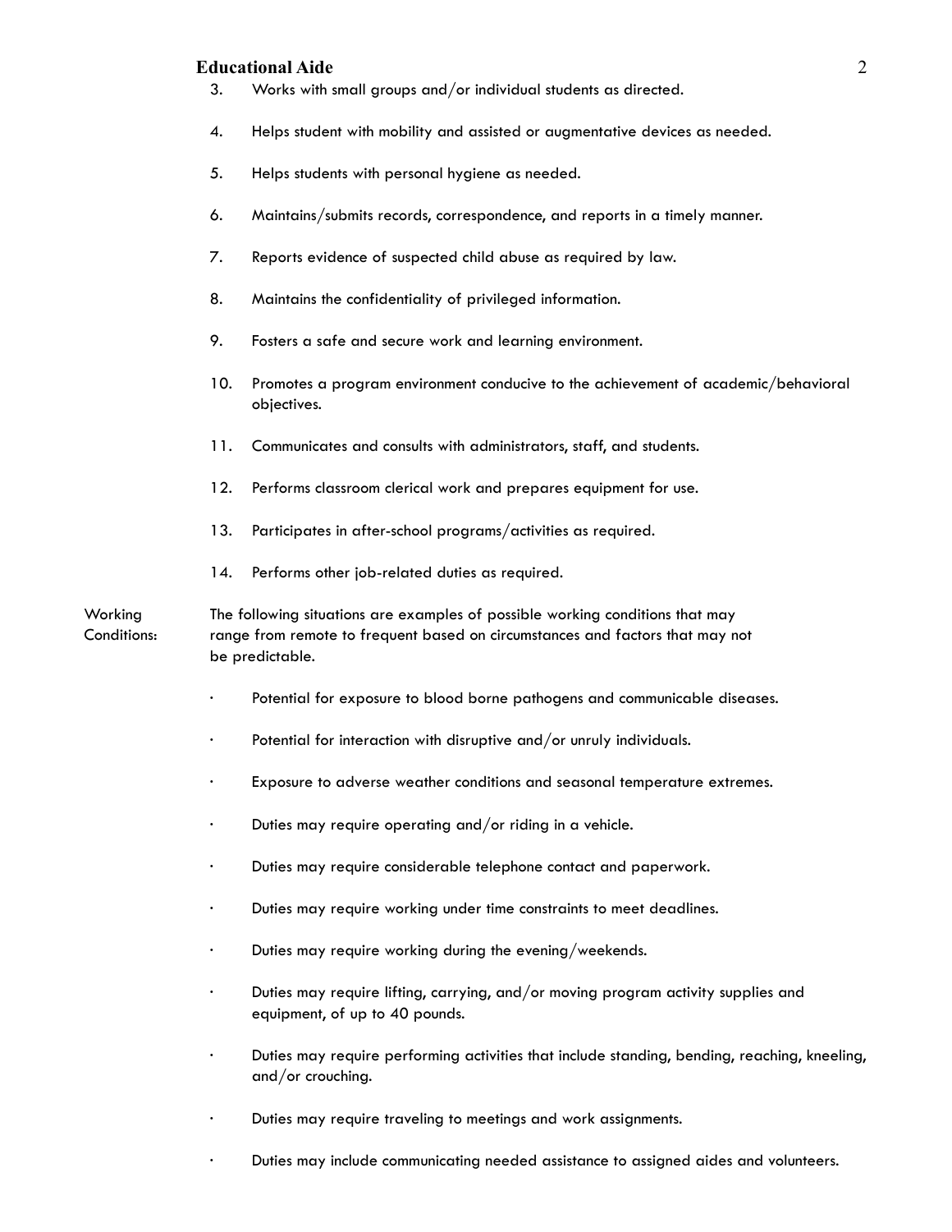3. Works with small groups and/or individual students as directed.

4. Helps student with mobility and assisted or augmentative devices as needed.

5. Helps students with personal hygiene as needed.

6. Maintains/submits records, correspondence, and reports in a timely manner.

7. Reports evidence of suspected child abuse as required by law.

8. Maintains the confidentiality of privileged information.

9. Fosters a safe and secure work and learning environment.

10. Promotes a program environment conducive to the achievement of academic/behavioral objectives.

11. Communicates and consults with administrators, staff, and students.

12. Performs classroom clerical work and prepares equipment for use.

13. Participates in after-school programs/activities as required.

14. Performs other job-related duties as required.

Working Conditions: The following situations are examples of possible working conditions that may range from remote to frequent based on circumstances and factors that may not be predictable.

- Potential for exposure to blood borne pathogens and communicable diseases.
- Potential for interaction with disruptive and/or unruly individuals.
- Exposure to adverse weather conditions and seasonal temperature extremes.
- Duties may require operating and/or riding in a vehicle.
- Duties may require considerable telephone contact and paperwork.
- Duties may require working under time constraints to meet deadlines.
- Duties may require working during the evening/weekends.
- Duties may require lifting, carrying, and/or moving program activity supplies and equipment, of up to 40 pounds.
- Duties may require performing activities that include standing, bending, reaching, kneeling, and/or crouching.
- Duties may require traveling to meetings and work assignments.
- Duties may include communicating needed assistance to assigned aides and volunteers.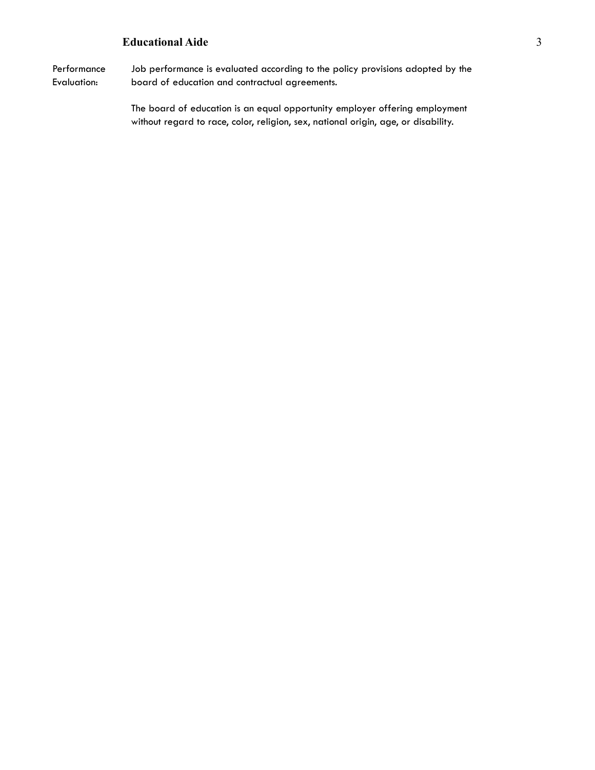**Performance Evaluation:** Job performance is evaluated according to the policy provisions adopted by the board of education and contractual agreements.

The board of education is an equal opportunity employer offering employment without regard to race, color, religion, sex, national origin, age, or disability.